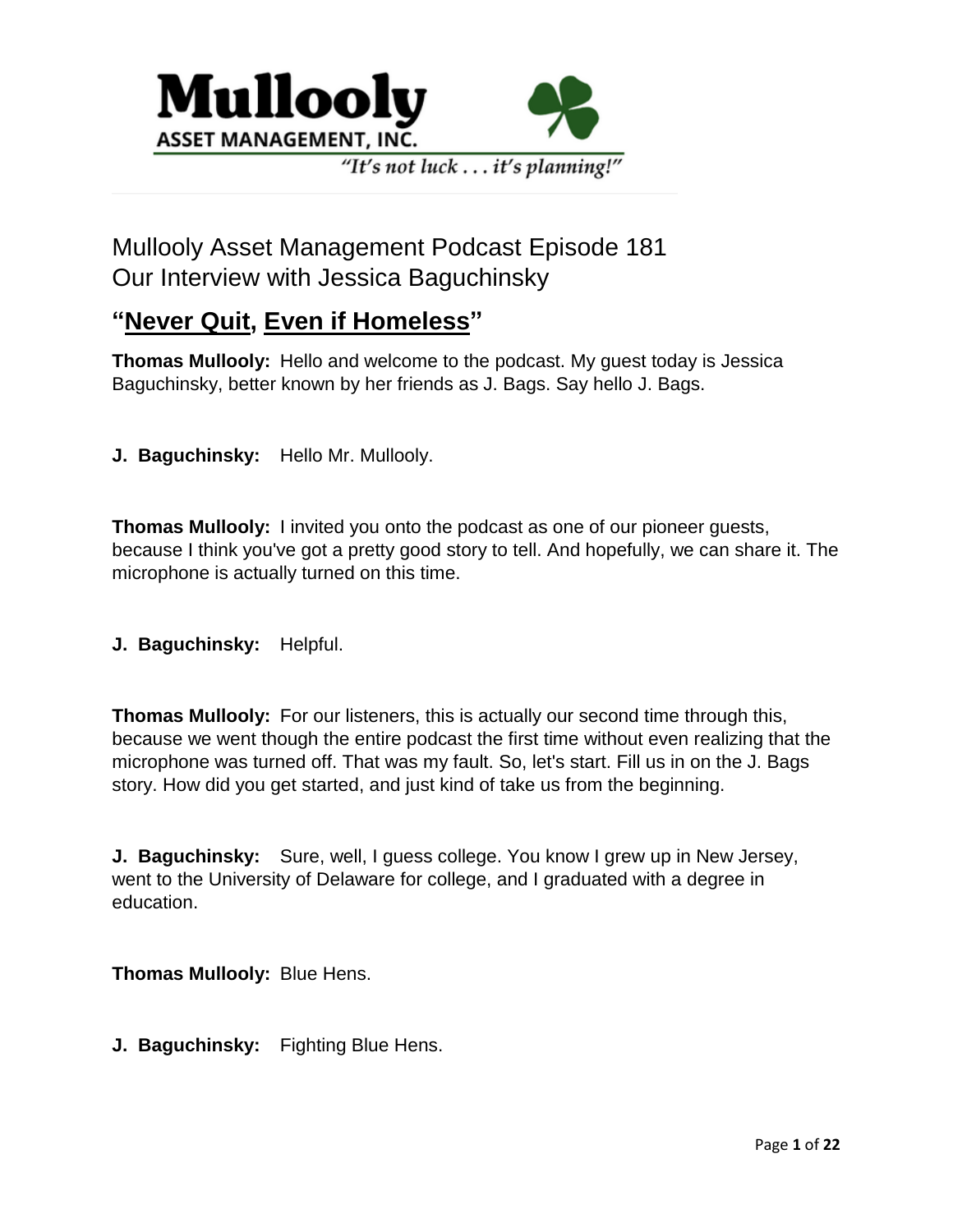Mullooly
ASSET MANAGEMENT, INC.

*"It's not luck . . . it's planning!"*

Mullooly Asset Management Podcast Episode 181
Our Interview with Jessica Baguchinsky

## "Never Quit, Even if Homeless"

**Thomas Mullooly:** Hello and welcome to the podcast. My guest today is Jessica Baguchinsky, better known by her friends as J. Bags. Say hello J. Bags.

**J. Baguchinsky:** Hello Mr. Mullooly.

**Thomas Mullooly:** I invited you onto the podcast as one of our pioneer guests, because I think you've got a pretty good story to tell. And hopefully, we can share it. The microphone is actually turned on this time.

**J. Baguchinsky:** Helpful.

**Thomas Mullooly:** For our listeners, this is actually our second time through this, because we went though the entire podcast the first time without even realizing that the microphone was turned off. That was my fault. So, let's start. Fill us in on the J. Bags story. How did you get started, and just kind of take us from the beginning.

**J. Baguchinsky:** Sure, well, I guess college. You know I grew up in New Jersey, went to the University of Delaware for college, and I graduated with a degree in education.

**Thomas Mullooly:** Blue Hens.

**J. Baguchinsky:** Fighting Blue Hens.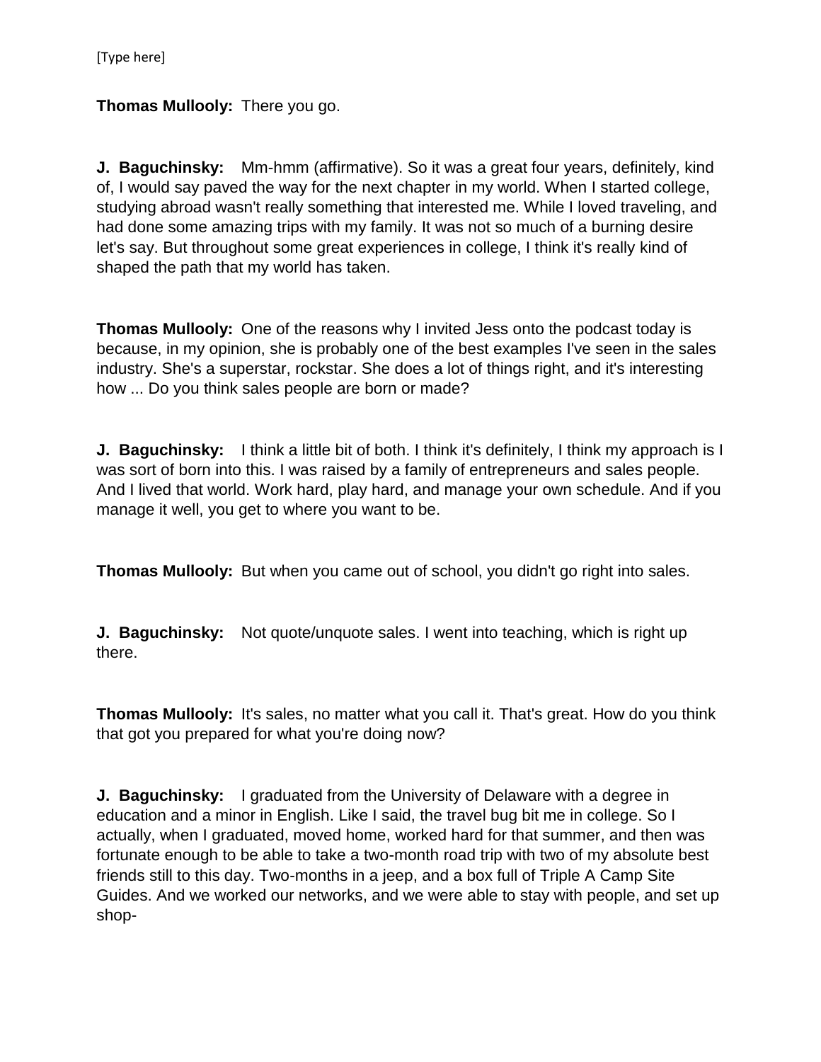**Thomas Mullooly:** There you go.

**J. Baguchinsky:** Mm-hmm (affirmative). So it was a great four years, definitely, kind of, I would say paved the way for the next chapter in my world. When I started college, studying abroad wasn't really something that interested me. While I loved traveling, and had done some amazing trips with my family. It was not so much of a burning desire let's say. But throughout some great experiences in college, I think it's really kind of shaped the path that my world has taken.

**Thomas Mullooly:** One of the reasons why I invited Jess onto the podcast today is because, in my opinion, she is probably one of the best examples I've seen in the sales industry. She's a superstar, rockstar. She does a lot of things right, and it's interesting how ... Do you think sales people are born or made?

**J. Baguchinsky:** I think a little bit of both. I think it's definitely, I think my approach is I was sort of born into this. I was raised by a family of entrepreneurs and sales people. And I lived that world. Work hard, play hard, and manage your own schedule. And if you manage it well, you get to where you want to be.

**Thomas Mullooly:** But when you came out of school, you didn't go right into sales.

**J. Baguchinsky:** Not quote/unquote sales. I went into teaching, which is right up there.

**Thomas Mullooly:** It's sales, no matter what you call it. That's great. How do you think that got you prepared for what you're doing now?

**J. Baguchinsky:** I graduated from the University of Delaware with a degree in education and a minor in English. Like I said, the travel bug bit me in college. So I actually, when I graduated, moved home, worked hard for that summer, and then was fortunate enough to be able to take a two-month road trip with two of my absolute best friends still to this day. Two-months in a jeep, and a box full of Triple A Camp Site Guides. And we worked our networks, and we were able to stay with people, and set up shop-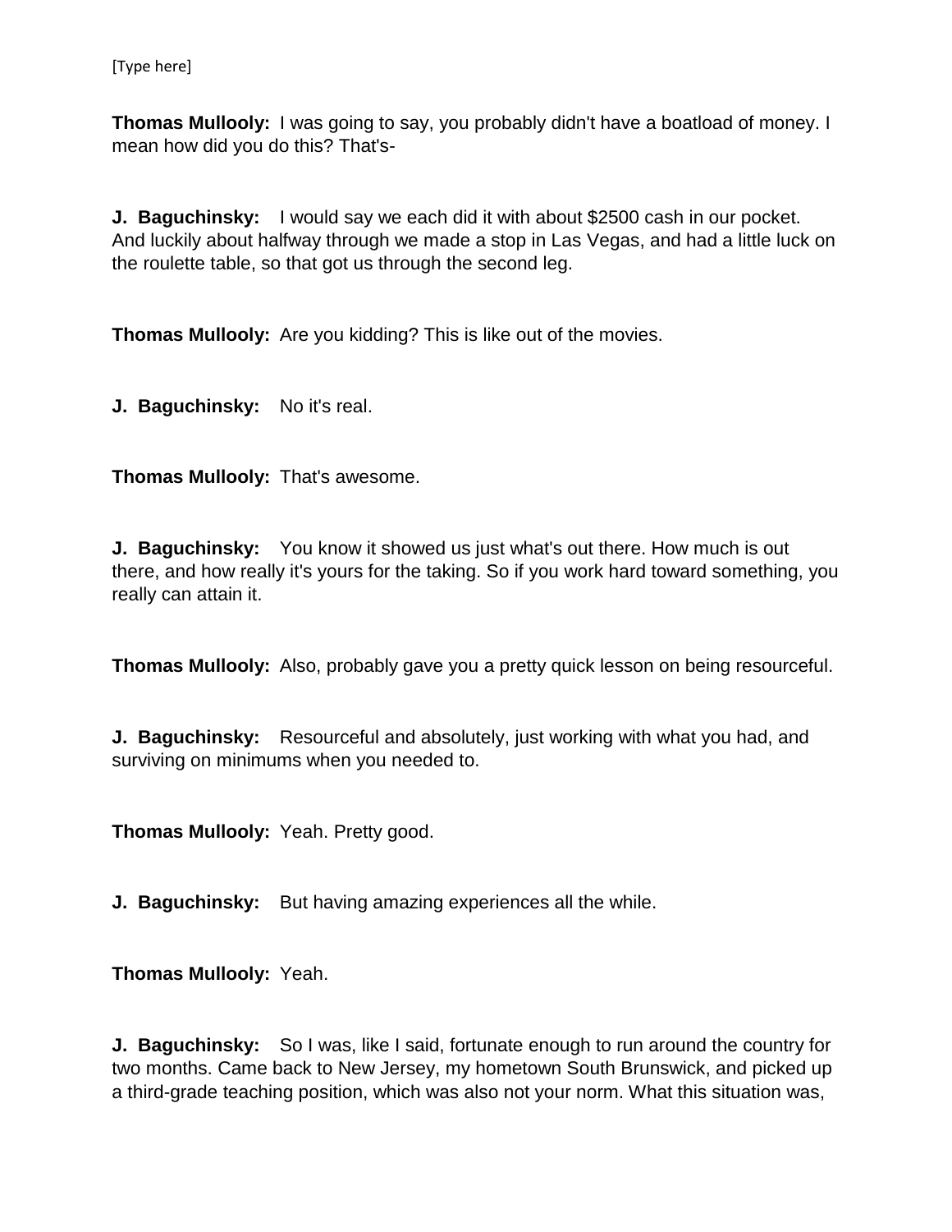**Thomas Mullooly:** I was going to say, you probably didn't have a boatload of money. I mean how did you do this? That's-

**J. Baguchinsky:** I would say we each did it with about $2500 cash in our pocket. And luckily about halfway through we made a stop in Las Vegas, and had a little luck on the roulette table, so that got us through the second leg.

**Thomas Mullooly:** Are you kidding? This is like out of the movies.

**J. Baguchinsky:** No it's real.

**Thomas Mullooly:** That's awesome.

**J. Baguchinsky:** You know it showed us just what's out there. How much is out there, and how really it's yours for the taking. So if you work hard toward something, you really can attain it.

**Thomas Mullooly:** Also, probably gave you a pretty quick lesson on being resourceful.

**J. Baguchinsky:** Resourceful and absolutely, just working with what you had, and surviving on minimums when you needed to.

**Thomas Mullooly:** Yeah. Pretty good.

**J. Baguchinsky:** But having amazing experiences all the while.

**Thomas Mullooly:** Yeah.

**J. Baguchinsky:** So I was, like I said, fortunate enough to run around the country for two months. Came back to New Jersey, my hometown South Brunswick, and picked up a third-grade teaching position, which was also not your norm. What this situation was,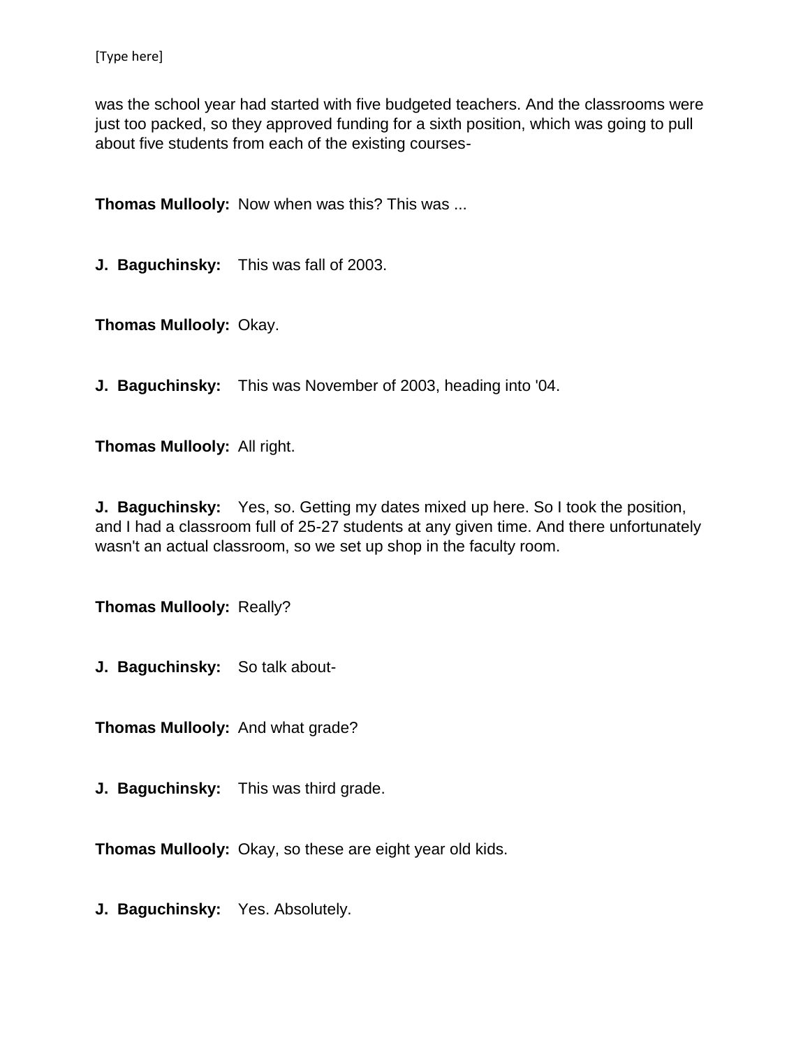was the school year had started with five budgeted teachers. And the classrooms were just too packed, so they approved funding for a sixth position, which was going to pull about five students from each of the existing courses-

**Thomas Mullooly:** Now when was this? This was ...

**J. Baguchinsky:** This was fall of 2003.

**Thomas Mullooly:** Okay.

**J. Baguchinsky:** This was November of 2003, heading into '04.

**Thomas Mullooly:** All right.

**J. Baguchinsky:** Yes, so. Getting my dates mixed up here. So I took the position, and I had a classroom full of 25-27 students at any given time. And there unfortunately wasn't an actual classroom, so we set up shop in the faculty room.

**Thomas Mullooly:** Really?

**J. Baguchinsky:** So talk about-

**Thomas Mullooly:** And what grade?

**J. Baguchinsky:** This was third grade.

**Thomas Mullooly:** Okay, so these are eight year old kids.

**J. Baguchinsky:** Yes. Absolutely.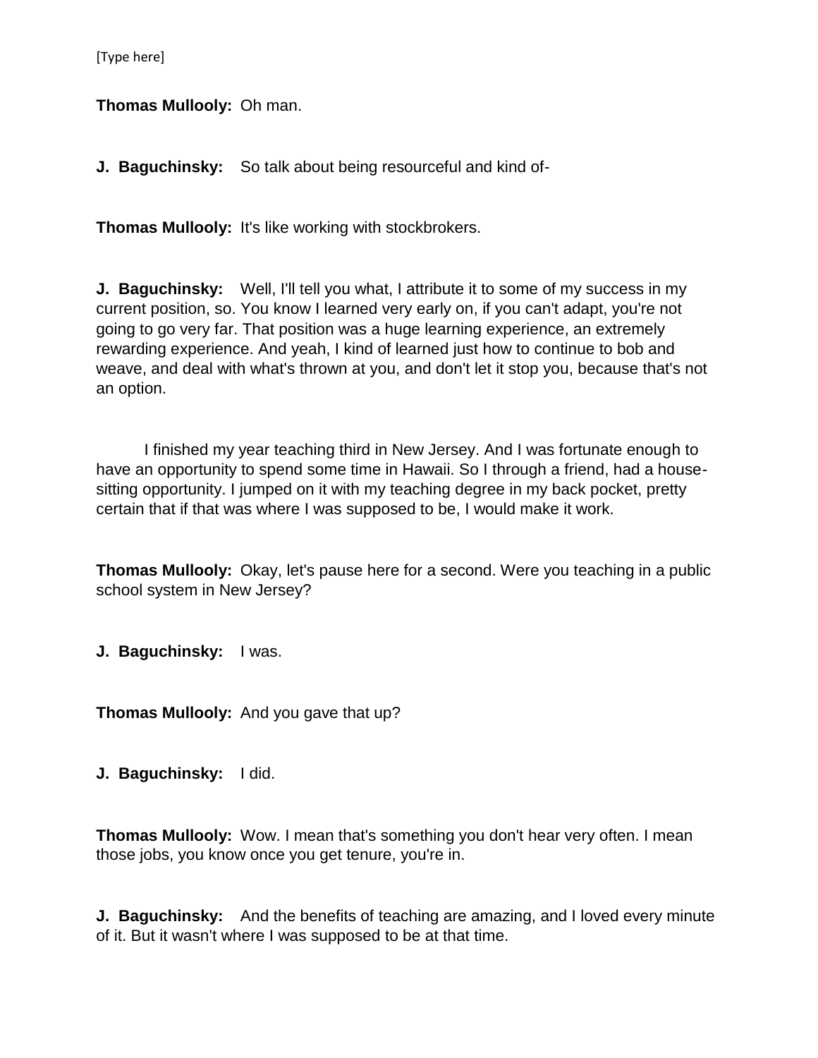**Thomas Mullooly:** Oh man.

**J. Baguchinsky:** So talk about being resourceful and kind of-

**Thomas Mullooly:** It's like working with stockbrokers.

**J. Baguchinsky:** Well, I'll tell you what, I attribute it to some of my success in my current position, so. You know I learned very early on, if you can't adapt, you're not going to go very far. That position was a huge learning experience, an extremely rewarding experience. And yeah, I kind of learned just how to continue to bob and weave, and deal with what's thrown at you, and don't let it stop you, because that's not an option.

I finished my year teaching third in New Jersey. And I was fortunate enough to have an opportunity to spend some time in Hawaii. So I through a friend, had a house-sitting opportunity. I jumped on it with my teaching degree in my back pocket, pretty certain that if that was where I was supposed to be, I would make it work.

**Thomas Mullooly:** Okay, let's pause here for a second. Were you teaching in a public school system in New Jersey?

**J. Baguchinsky:** I was.

**Thomas Mullooly:** And you gave that up?

**J. Baguchinsky:** I did.

**Thomas Mullooly:** Wow. I mean that's something you don't hear very often. I mean those jobs, you know once you get tenure, you're in.

**J. Baguchinsky:** And the benefits of teaching are amazing, and I loved every minute of it. But it wasn't where I was supposed to be at that time.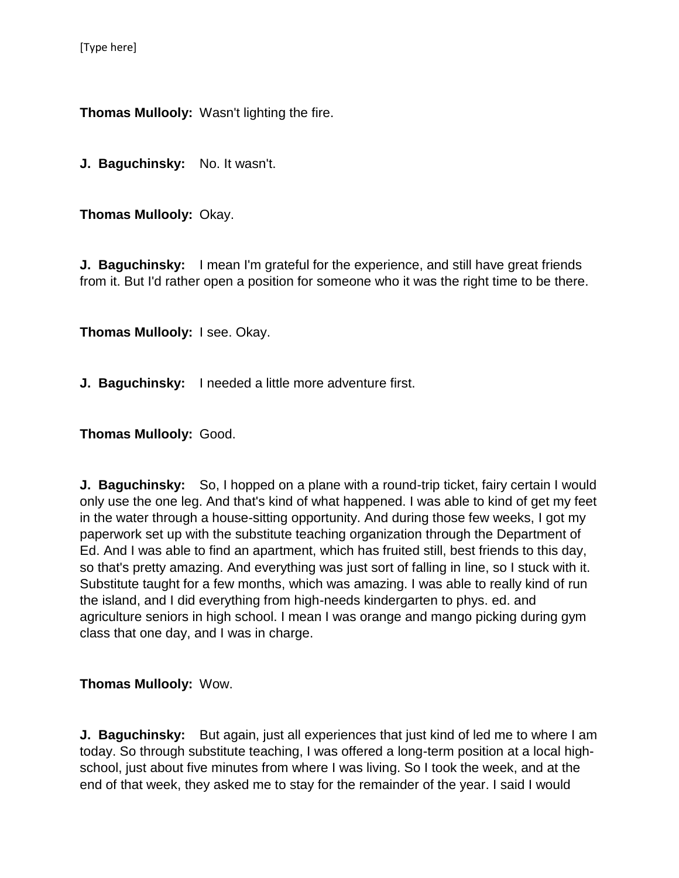**Thomas Mullooly:** Wasn't lighting the fire.

**J. Baguchinsky:** No. It wasn't.

**Thomas Mullooly:** Okay.

**J. Baguchinsky:** I mean I'm grateful for the experience, and still have great friends from it. But I'd rather open a position for someone who it was the right time to be there.

**Thomas Mullooly:** I see. Okay.

**J. Baguchinsky:** I needed a little more adventure first.

**Thomas Mullooly:** Good.

**J. Baguchinsky:** So, I hopped on a plane with a round-trip ticket, fairy certain I would only use the one leg. And that's kind of what happened. I was able to kind of get my feet in the water through a house-sitting opportunity. And during those few weeks, I got my paperwork set up with the substitute teaching organization through the Department of Ed. And I was able to find an apartment, which has fruited still, best friends to this day, so that's pretty amazing. And everything was just sort of falling in line, so I stuck with it. Substitute taught for a few months, which was amazing. I was able to really kind of run the island, and I did everything from high-needs kindergarten to phys. ed. and agriculture seniors in high school. I mean I was orange and mango picking during gym class that one day, and I was in charge.

**Thomas Mullooly:** Wow.

**J. Baguchinsky:** But again, just all experiences that just kind of led me to where I am today. So through substitute teaching, I was offered a long-term position at a local high-school, just about five minutes from where I was living. So I took the week, and at the end of that week, they asked me to stay for the remainder of the year. I said I would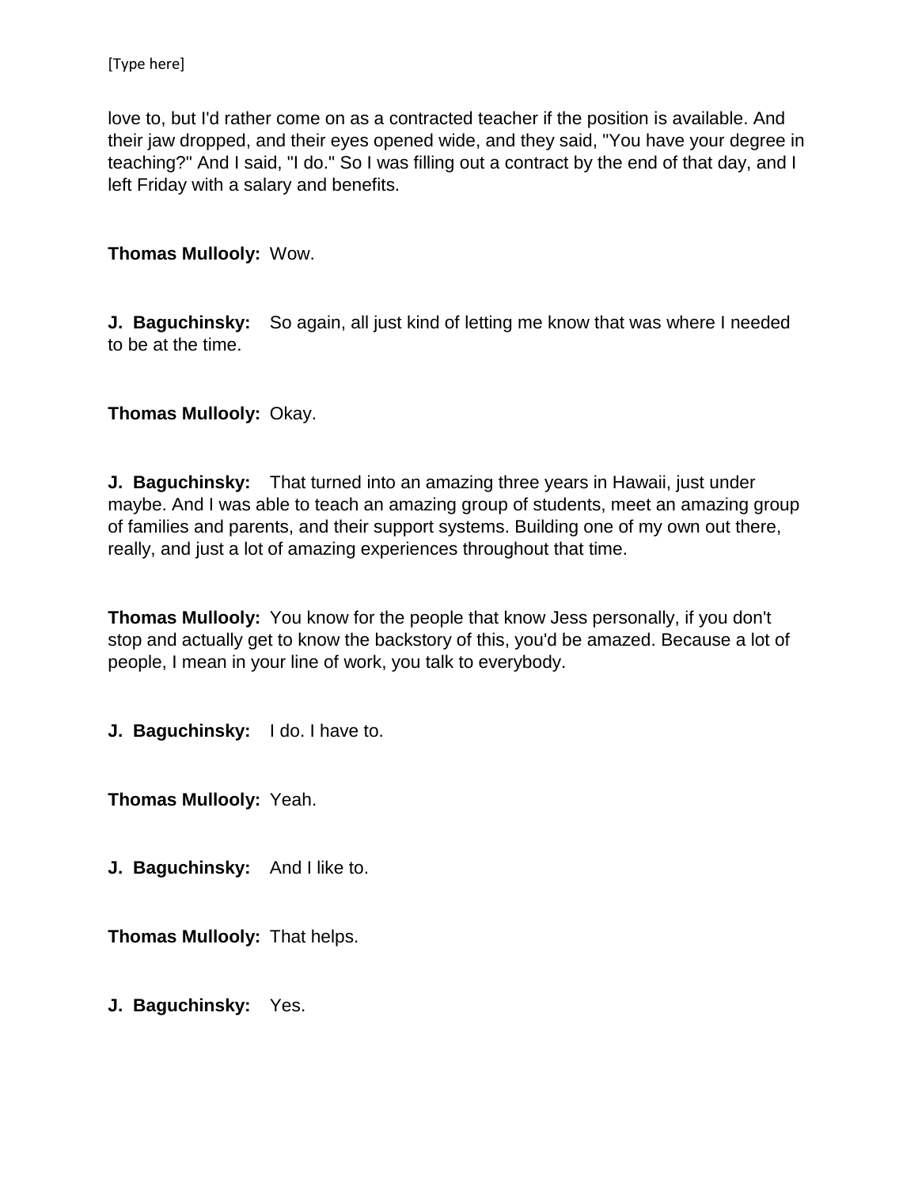love to, but I'd rather come on as a contracted teacher if the position is available. And their jaw dropped, and their eyes opened wide, and they said, "You have your degree in teaching?" And I said, "I do." So I was filling out a contract by the end of that day, and I left Friday with a salary and benefits.

**Thomas Mullooly:** Wow.

**J. Baguchinsky:** So again, all just kind of letting me know that was where I needed to be at the time.

**Thomas Mullooly:** Okay.

**J. Baguchinsky:** That turned into an amazing three years in Hawaii, just under maybe. And I was able to teach an amazing group of students, meet an amazing group of families and parents, and their support systems. Building one of my own out there, really, and just a lot of amazing experiences throughout that time.

**Thomas Mullooly:** You know for the people that know Jess personally, if you don't stop and actually get to know the backstory of this, you'd be amazed. Because a lot of people, I mean in your line of work, you talk to everybody.

**J. Baguchinsky:** I do. I have to.

**Thomas Mullooly:** Yeah.

**J. Baguchinsky:** And I like to.

**Thomas Mullooly:** That helps.

**J. Baguchinsky:** Yes.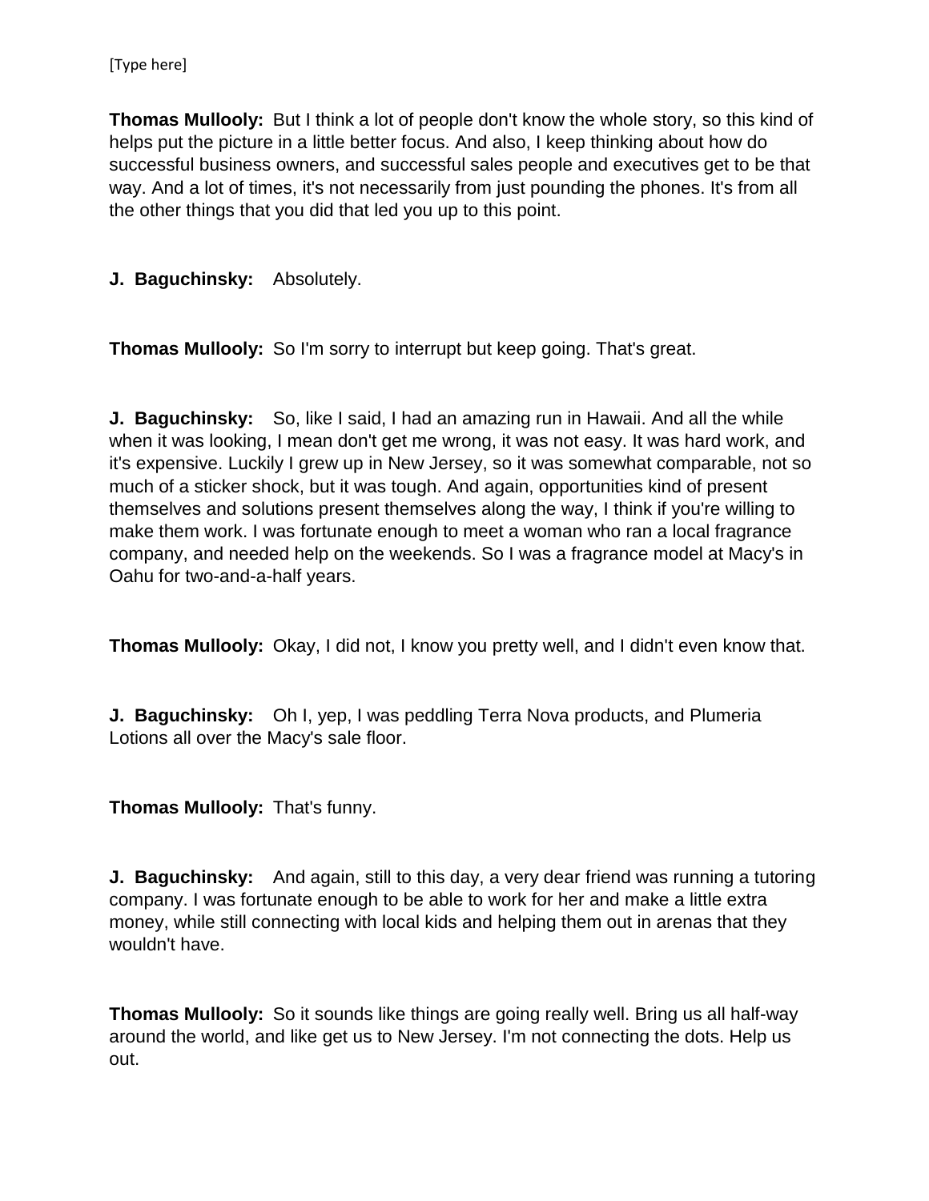**Thomas Mullooly:** But I think a lot of people don't know the whole story, so this kind of helps put the picture in a little better focus. And also, I keep thinking about how do successful business owners, and successful sales people and executives get to be that way. And a lot of times, it's not necessarily from just pounding the phones. It's from all the other things that you did that led you up to this point.

**J. Baguchinsky:** Absolutely.

**Thomas Mullooly:** So I'm sorry to interrupt but keep going. That's great.

**J. Baguchinsky:** So, like I said, I had an amazing run in Hawaii. And all the while when it was looking, I mean don't get me wrong, it was not easy. It was hard work, and it's expensive. Luckily I grew up in New Jersey, so it was somewhat comparable, not so much of a sticker shock, but it was tough. And again, opportunities kind of present themselves and solutions present themselves along the way, I think if you're willing to make them work. I was fortunate enough to meet a woman who ran a local fragrance company, and needed help on the weekends. So I was a fragrance model at Macy's in Oahu for two-and-a-half years.

**Thomas Mullooly:** Okay, I did not, I know you pretty well, and I didn't even know that.

**J. Baguchinsky:** Oh I, yep, I was peddling Terra Nova products, and Plumeria Lotions all over the Macy's sale floor.

**Thomas Mullooly:** That's funny.

**J. Baguchinsky:** And again, still to this day, a very dear friend was running a tutoring company. I was fortunate enough to be able to work for her and make a little extra money, while still connecting with local kids and helping them out in arenas that they wouldn't have.

**Thomas Mullooly:** So it sounds like things are going really well. Bring us all half-way around the world, and like get us to New Jersey. I'm not connecting the dots. Help us out.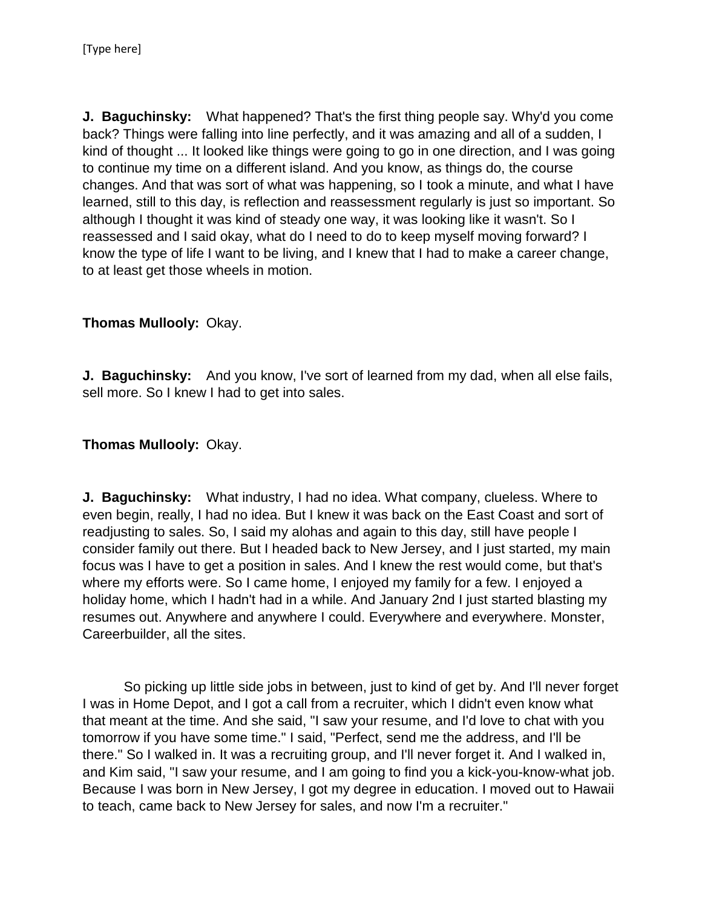**J. Baguchinsky:** What happened? That's the first thing people say. Why'd you come back? Things were falling into line perfectly, and it was amazing and all of a sudden, I kind of thought ... It looked like things were going to go in one direction, and I was going to continue my time on a different island. And you know, as things do, the course changes. And that was sort of what was happening, so I took a minute, and what I have learned, still to this day, is reflection and reassessment regularly is just so important. So although I thought it was kind of steady one way, it was looking like it wasn't. So I reassessed and I said okay, what do I need to do to keep myself moving forward? I know the type of life I want to be living, and I knew that I had to make a career change, to at least get those wheels in motion.

**Thomas Mullooly:** Okay.

**J. Baguchinsky:** And you know, I've sort of learned from my dad, when all else fails, sell more. So I knew I had to get into sales.

**Thomas Mullooly:** Okay.

**J. Baguchinsky:** What industry, I had no idea. What company, clueless. Where to even begin, really, I had no idea. But I knew it was back on the East Coast and sort of readjusting to sales. So, I said my alohas and again to this day, still have people I consider family out there. But I headed back to New Jersey, and I just started, my main focus was I have to get a position in sales. And I knew the rest would come, but that's where my efforts were. So I came home, I enjoyed my family for a few. I enjoyed a holiday home, which I hadn't had in a while. And January 2nd I just started blasting my resumes out. Anywhere and anywhere I could. Everywhere and everywhere. Monster, Careerbuilder, all the sites.

So picking up little side jobs in between, just to kind of get by. And I'll never forget I was in Home Depot, and I got a call from a recruiter, which I didn't even know what that meant at the time. And she said, "I saw your resume, and I'd love to chat with you tomorrow if you have some time." I said, "Perfect, send me the address, and I'll be there." So I walked in. It was a recruiting group, and I'll never forget it. And I walked in, and Kim said, "I saw your resume, and I am going to find you a kick-you-know-what job. Because I was born in New Jersey, I got my degree in education. I moved out to Hawaii to teach, came back to New Jersey for sales, and now I'm a recruiter."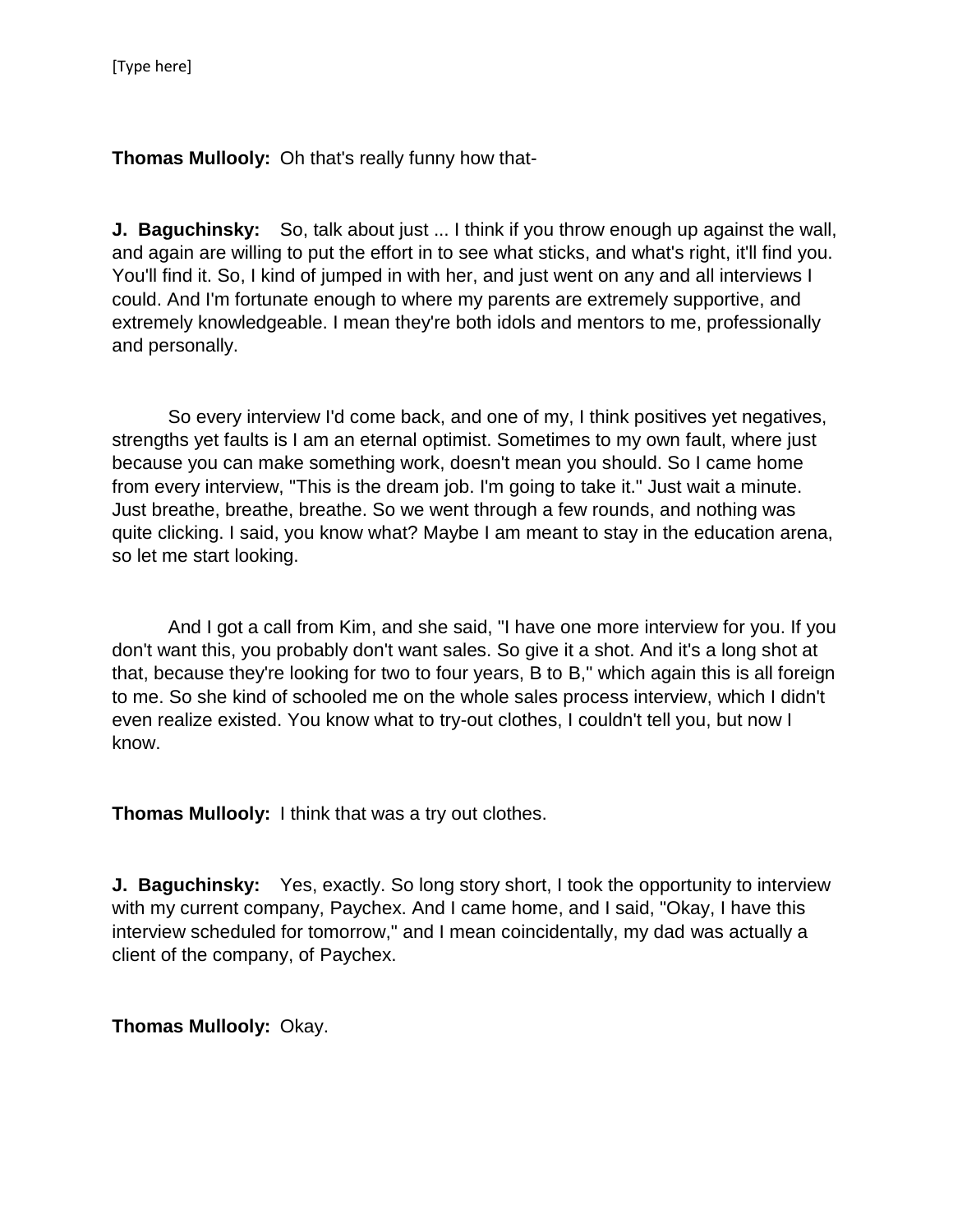**Thomas Mullooly:** Oh that's really funny how that-

**J. Baguchinsky:** So, talk about just ... I think if you throw enough up against the wall, and again are willing to put the effort in to see what sticks, and what's right, it'll find you. You'll find it. So, I kind of jumped in with her, and just went on any and all interviews I could. And I'm fortunate enough to where my parents are extremely supportive, and extremely knowledgeable. I mean they're both idols and mentors to me, professionally and personally.

So every interview I'd come back, and one of my, I think positives yet negatives, strengths yet faults is I am an eternal optimist. Sometimes to my own fault, where just because you can make something work, doesn't mean you should. So I came home from every interview, "This is the dream job. I'm going to take it." Just wait a minute. Just breathe, breathe, breathe. So we went through a few rounds, and nothing was quite clicking. I said, you know what? Maybe I am meant to stay in the education arena, so let me start looking.

And I got a call from Kim, and she said, "I have one more interview for you. If you don't want this, you probably don't want sales. So give it a shot. And it's a long shot at that, because they're looking for two to four years, B to B," which again this is all foreign to me. So she kind of schooled me on the whole sales process interview, which I didn't even realize existed. You know what to try-out clothes, I couldn't tell you, but now I know.

**Thomas Mullooly:** I think that was a try out clothes.

**J. Baguchinsky:** Yes, exactly. So long story short, I took the opportunity to interview with my current company, Paychex. And I came home, and I said, "Okay, I have this interview scheduled for tomorrow," and I mean coincidentally, my dad was actually a client of the company, of Paychex.

**Thomas Mullooly:** Okay.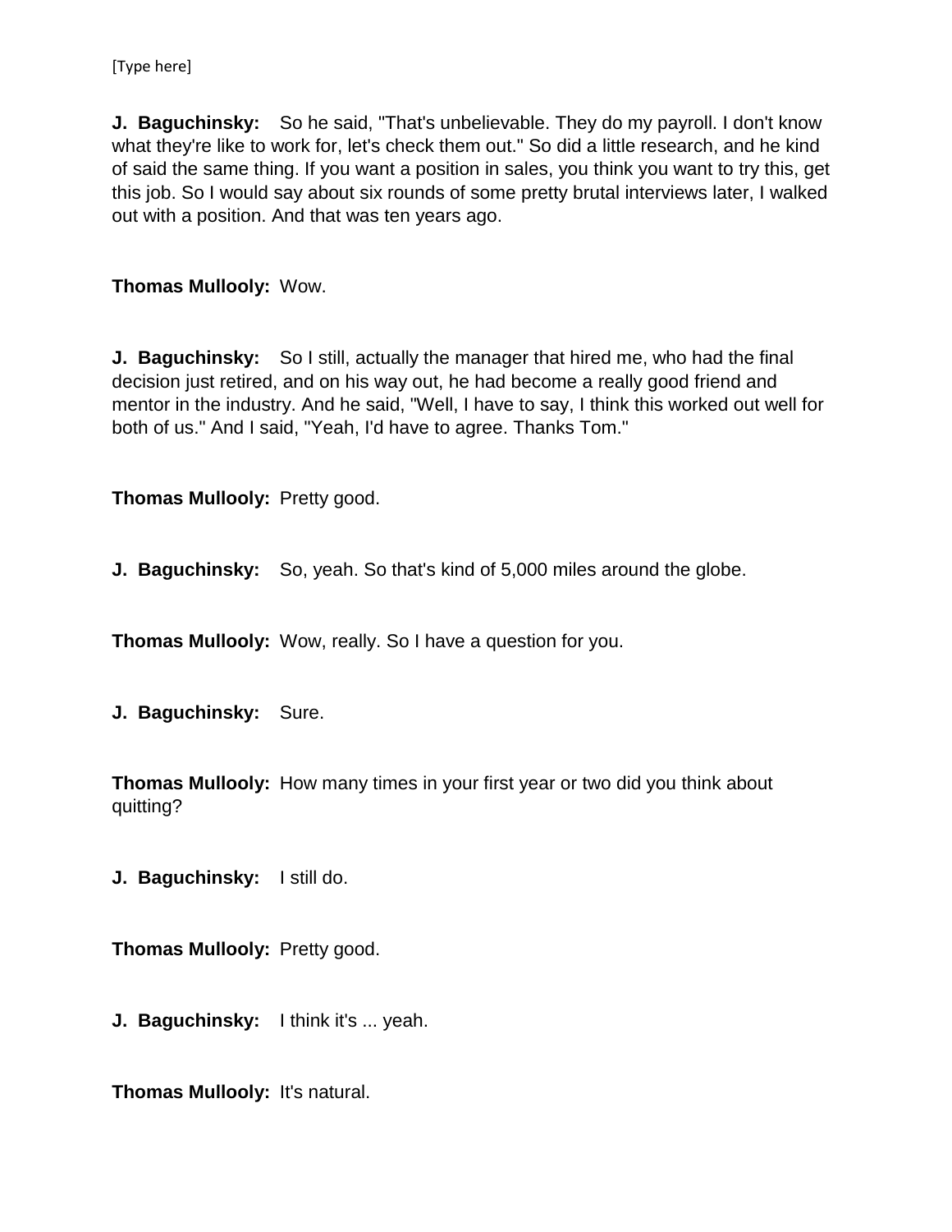**J. Baguchinsky:** So he said, "That's unbelievable. They do my payroll. I don't know what they're like to work for, let's check them out." So did a little research, and he kind of said the same thing. If you want a position in sales, you think you want to try this, get this job. So I would say about six rounds of some pretty brutal interviews later, I walked out with a position. And that was ten years ago.

**Thomas Mullooly:** Wow.

**J. Baguchinsky:** So I still, actually the manager that hired me, who had the final decision just retired, and on his way out, he had become a really good friend and mentor in the industry. And he said, "Well, I have to say, I think this worked out well for both of us." And I said, "Yeah, I'd have to agree. Thanks Tom."

**Thomas Mullooly:** Pretty good.

**J. Baguchinsky:** So, yeah. So that's kind of 5,000 miles around the globe.

**Thomas Mullooly:** Wow, really. So I have a question for you.

**J. Baguchinsky:** Sure.

**Thomas Mullooly:** How many times in your first year or two did you think about quitting?

**J. Baguchinsky:** I still do.

**Thomas Mullooly:** Pretty good.

**J. Baguchinsky:** I think it's ... yeah.

**Thomas Mullooly:** It's natural.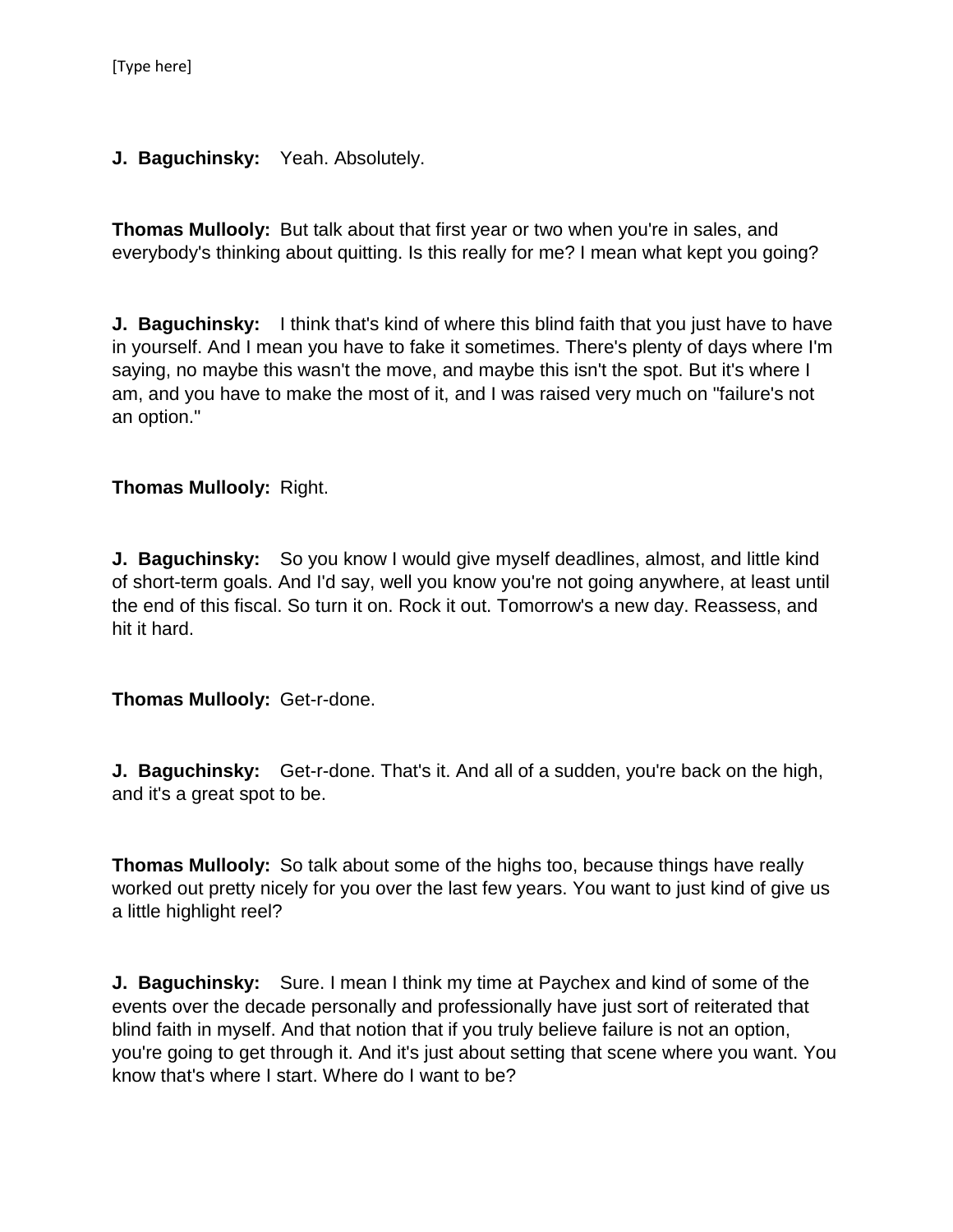**J. Baguchinsky:** Yeah. Absolutely.

**Thomas Mullooly:** But talk about that first year or two when you're in sales, and everybody's thinking about quitting. Is this really for me? I mean what kept you going?

**J. Baguchinsky:** I think that's kind of where this blind faith that you just have to have in yourself. And I mean you have to fake it sometimes. There's plenty of days where I'm saying, no maybe this wasn't the move, and maybe this isn't the spot. But it's where I am, and you have to make the most of it, and I was raised very much on "failure's not an option."

**Thomas Mullooly:** Right.

**J. Baguchinsky:** So you know I would give myself deadlines, almost, and little kind of short-term goals. And I'd say, well you know you're not going anywhere, at least until the end of this fiscal. So turn it on. Rock it out. Tomorrow's a new day. Reassess, and hit it hard.

**Thomas Mullooly:** Get-r-done.

**J. Baguchinsky:** Get-r-done. That's it. And all of a sudden, you're back on the high, and it's a great spot to be.

**Thomas Mullooly:** So talk about some of the highs too, because things have really worked out pretty nicely for you over the last few years. You want to just kind of give us a little highlight reel?

**J. Baguchinsky:** Sure. I mean I think my time at Paychex and kind of some of the events over the decade personally and professionally have just sort of reiterated that blind faith in myself. And that notion that if you truly believe failure is not an option, you're going to get through it. And it's just about setting that scene where you want. You know that's where I start. Where do I want to be?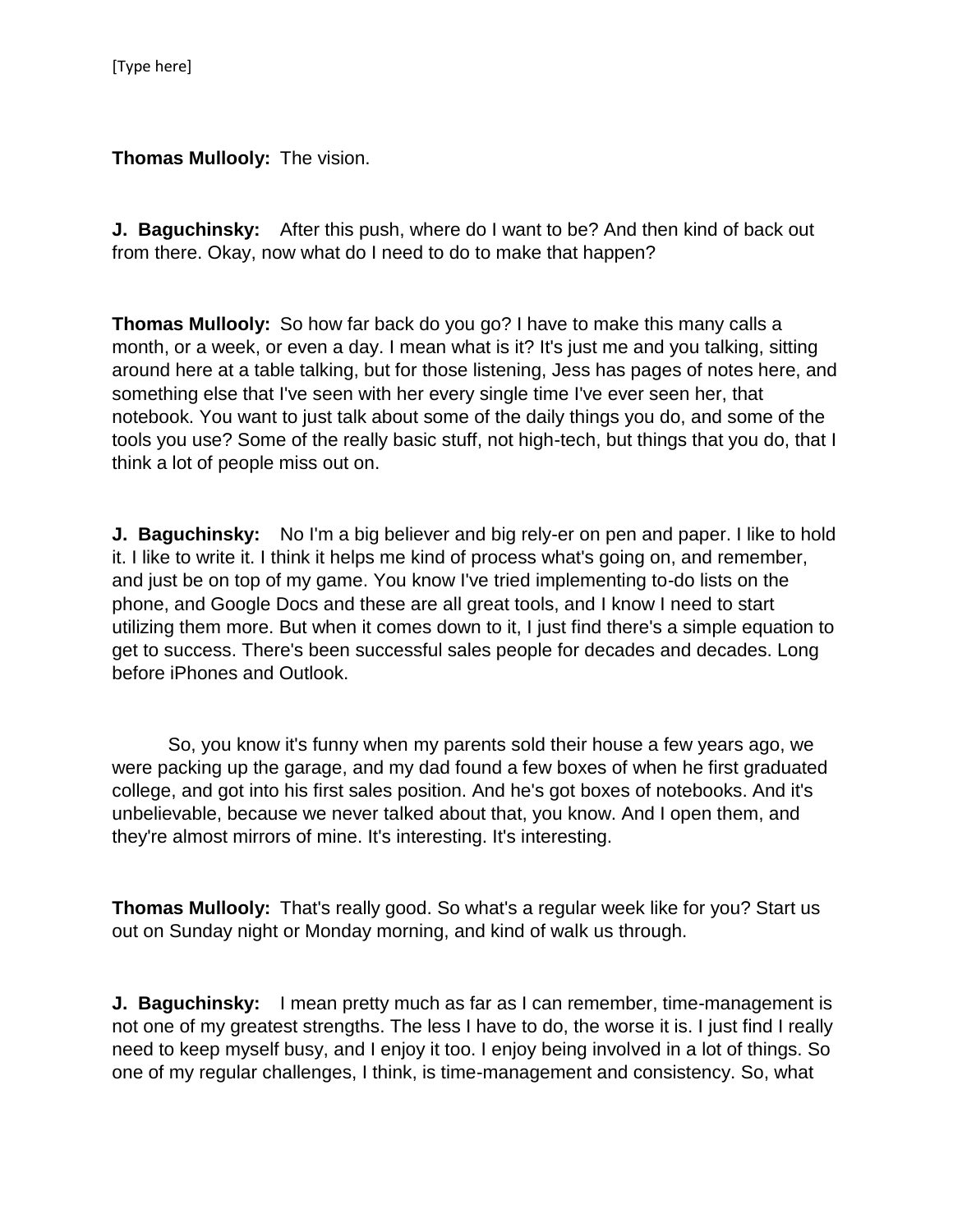**Thomas Mullooly:** The vision.

**J. Baguchinsky:** After this push, where do I want to be? And then kind of back out from there. Okay, now what do I need to do to make that happen?

**Thomas Mullooly:** So how far back do you go? I have to make this many calls a month, or a week, or even a day. I mean what is it? It's just me and you talking, sitting around here at a table talking, but for those listening, Jess has pages of notes here, and something else that I've seen with her every single time I've ever seen her, that notebook. You want to just talk about some of the daily things you do, and some of the tools you use? Some of the really basic stuff, not high-tech, but things that you do, that I think a lot of people miss out on.

**J. Baguchinsky:** No I'm a big believer and big rely-er on pen and paper. I like to hold it. I like to write it. I think it helps me kind of process what's going on, and remember, and just be on top of my game. You know I've tried implementing to-do lists on the phone, and Google Docs and these are all great tools, and I know I need to start utilizing them more. But when it comes down to it, I just find there's a simple equation to get to success. There's been successful sales people for decades and decades. Long before iPhones and Outlook.

So, you know it's funny when my parents sold their house a few years ago, we were packing up the garage, and my dad found a few boxes of when he first graduated college, and got into his first sales position. And he's got boxes of notebooks. And it's unbelievable, because we never talked about that, you know. And I open them, and they're almost mirrors of mine. It's interesting. It's interesting.

**Thomas Mullooly:** That's really good. So what's a regular week like for you? Start us out on Sunday night or Monday morning, and kind of walk us through.

**J. Baguchinsky:** I mean pretty much as far as I can remember, time-management is not one of my greatest strengths. The less I have to do, the worse it is. I just find I really need to keep myself busy, and I enjoy it too. I enjoy being involved in a lot of things. So one of my regular challenges, I think, is time-management and consistency. So, what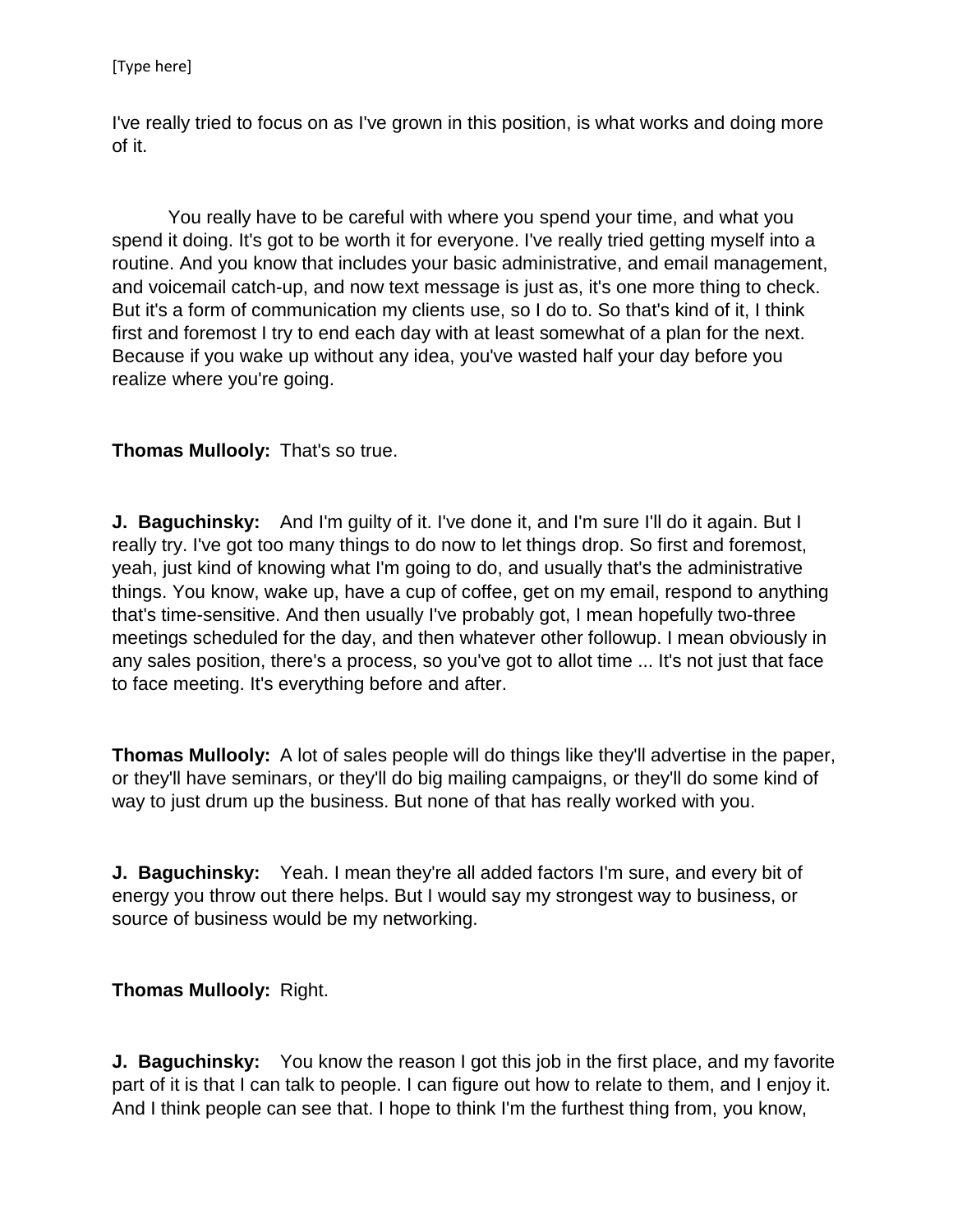I've really tried to focus on as I've grown in this position, is what works and doing more of it.

You really have to be careful with where you spend your time, and what you spend it doing. It's got to be worth it for everyone. I've really tried getting myself into a routine. And you know that includes your basic administrative, and email management, and voicemail catch-up, and now text message is just as, it's one more thing to check. But it's a form of communication my clients use, so I do to. So that's kind of it, I think first and foremost I try to end each day with at least somewhat of a plan for the next. Because if you wake up without any idea, you've wasted half your day before you realize where you're going.

**Thomas Mullooly:** That's so true.

**J. Baguchinsky:** And I'm guilty of it. I've done it, and I'm sure I'll do it again. But I really try. I've got too many things to do now to let things drop. So first and foremost, yeah, just kind of knowing what I'm going to do, and usually that's the administrative things. You know, wake up, have a cup of coffee, get on my email, respond to anything that's time-sensitive. And then usually I've probably got, I mean hopefully two-three meetings scheduled for the day, and then whatever other followup. I mean obviously in any sales position, there's a process, so you've got to allot time ... It's not just that face to face meeting. It's everything before and after.

**Thomas Mullooly:** A lot of sales people will do things like they'll advertise in the paper, or they'll have seminars, or they'll do big mailing campaigns, or they'll do some kind of way to just drum up the business. But none of that has really worked with you.

**J. Baguchinsky:** Yeah. I mean they're all added factors I'm sure, and every bit of energy you throw out there helps. But I would say my strongest way to business, or source of business would be my networking.

**Thomas Mullooly:** Right.

**J. Baguchinsky:** You know the reason I got this job in the first place, and my favorite part of it is that I can talk to people. I can figure out how to relate to them, and I enjoy it. And I think people can see that. I hope to think I'm the furthest thing from, you know,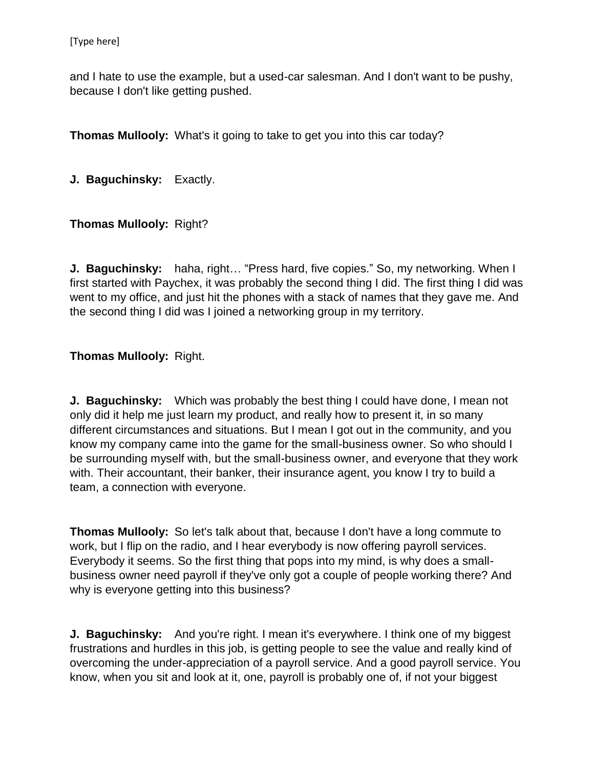and I hate to use the example, but a used-car salesman. And I don't want to be pushy, because I don't like getting pushed.

**Thomas Mullooly:** What's it going to take to get you into this car today?

**J. Baguchinsky:** Exactly.

**Thomas Mullooly:** Right?

**J. Baguchinsky:** haha, right… "Press hard, five copies." So, my networking. When I first started with Paychex, it was probably the second thing I did. The first thing I did was went to my office, and just hit the phones with a stack of names that they gave me. And the second thing I did was I joined a networking group in my territory.

**Thomas Mullooly:** Right.

**J. Baguchinsky:** Which was probably the best thing I could have done, I mean not only did it help me just learn my product, and really how to present it, in so many different circumstances and situations. But I mean I got out in the community, and you know my company came into the game for the small-business owner. So who should I be surrounding myself with, but the small-business owner, and everyone that they work with. Their accountant, their banker, their insurance agent, you know I try to build a team, a connection with everyone.

**Thomas Mullooly:** So let's talk about that, because I don't have a long commute to work, but I flip on the radio, and I hear everybody is now offering payroll services. Everybody it seems. So the first thing that pops into my mind, is why does a small-business owner need payroll if they've only got a couple of people working there? And why is everyone getting into this business?

**J. Baguchinsky:** And you're right. I mean it's everywhere. I think one of my biggest frustrations and hurdles in this job, is getting people to see the value and really kind of overcoming the under-appreciation of a payroll service. And a good payroll service. You know, when you sit and look at it, one, payroll is probably one of, if not your biggest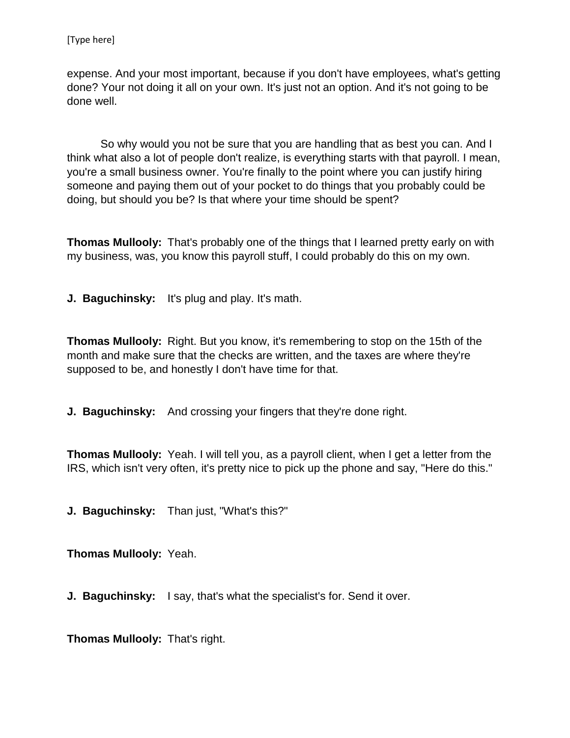expense. And your most important, because if you don't have employees, what's getting done? Your not doing it all on your own. It's just not an option. And it's not going to be done well.

So why would you not be sure that you are handling that as best you can. And I think what also a lot of people don't realize, is everything starts with that payroll. I mean, you're a small business owner. You're finally to the point where you can justify hiring someone and paying them out of your pocket to do things that you probably could be doing, but should you be? Is that where your time should be spent?

**Thomas Mullooly:** That's probably one of the things that I learned pretty early on with my business, was, you know this payroll stuff, I could probably do this on my own.

**J. Baguchinsky:** It's plug and play. It's math.

**Thomas Mullooly:** Right. But you know, it's remembering to stop on the 15th of the month and make sure that the checks are written, and the taxes are where they're supposed to be, and honestly I don't have time for that.

**J. Baguchinsky:** And crossing your fingers that they're done right.

**Thomas Mullooly:** Yeah. I will tell you, as a payroll client, when I get a letter from the IRS, which isn't very often, it's pretty nice to pick up the phone and say, "Here do this."

**J. Baguchinsky:** Than just, "What's this?"

**Thomas Mullooly:** Yeah.

**J. Baguchinsky:** I say, that's what the specialist's for. Send it over.

**Thomas Mullooly:** That's right.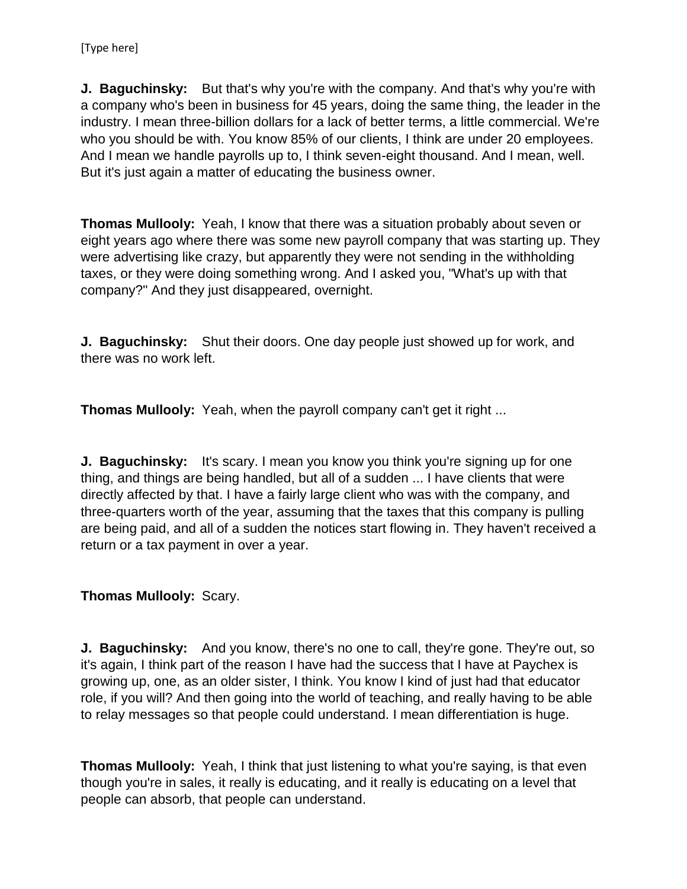**J. Baguchinsky:** But that's why you're with the company. And that's why you're with a company who's been in business for 45 years, doing the same thing, the leader in the industry. I mean three-billion dollars for a lack of better terms, a little commercial. We're who you should be with. You know 85% of our clients, I think are under 20 employees. And I mean we handle payrolls up to, I think seven-eight thousand. And I mean, well. But it's just again a matter of educating the business owner.

**Thomas Mullooly:** Yeah, I know that there was a situation probably about seven or eight years ago where there was some new payroll company that was starting up. They were advertising like crazy, but apparently they were not sending in the withholding taxes, or they were doing something wrong. And I asked you, "What's up with that company?" And they just disappeared, overnight.

**J. Baguchinsky:** Shut their doors. One day people just showed up for work, and there was no work left.

**Thomas Mullooly:** Yeah, when the payroll company can't get it right ...

**J. Baguchinsky:** It's scary. I mean you know you think you're signing up for one thing, and things are being handled, but all of a sudden ... I have clients that were directly affected by that. I have a fairly large client who was with the company, and three-quarters worth of the year, assuming that the taxes that this company is pulling are being paid, and all of a sudden the notices start flowing in. They haven't received a return or a tax payment in over a year.

**Thomas Mullooly:** Scary.

**J. Baguchinsky:** And you know, there's no one to call, they're gone. They're out, so it's again, I think part of the reason I have had the success that I have at Paychex is growing up, one, as an older sister, I think. You know I kind of just had that educator role, if you will? And then going into the world of teaching, and really having to be able to relay messages so that people could understand. I mean differentiation is huge.

**Thomas Mullooly:** Yeah, I think that just listening to what you're saying, is that even though you're in sales, it really is educating, and it really is educating on a level that people can absorb, that people can understand.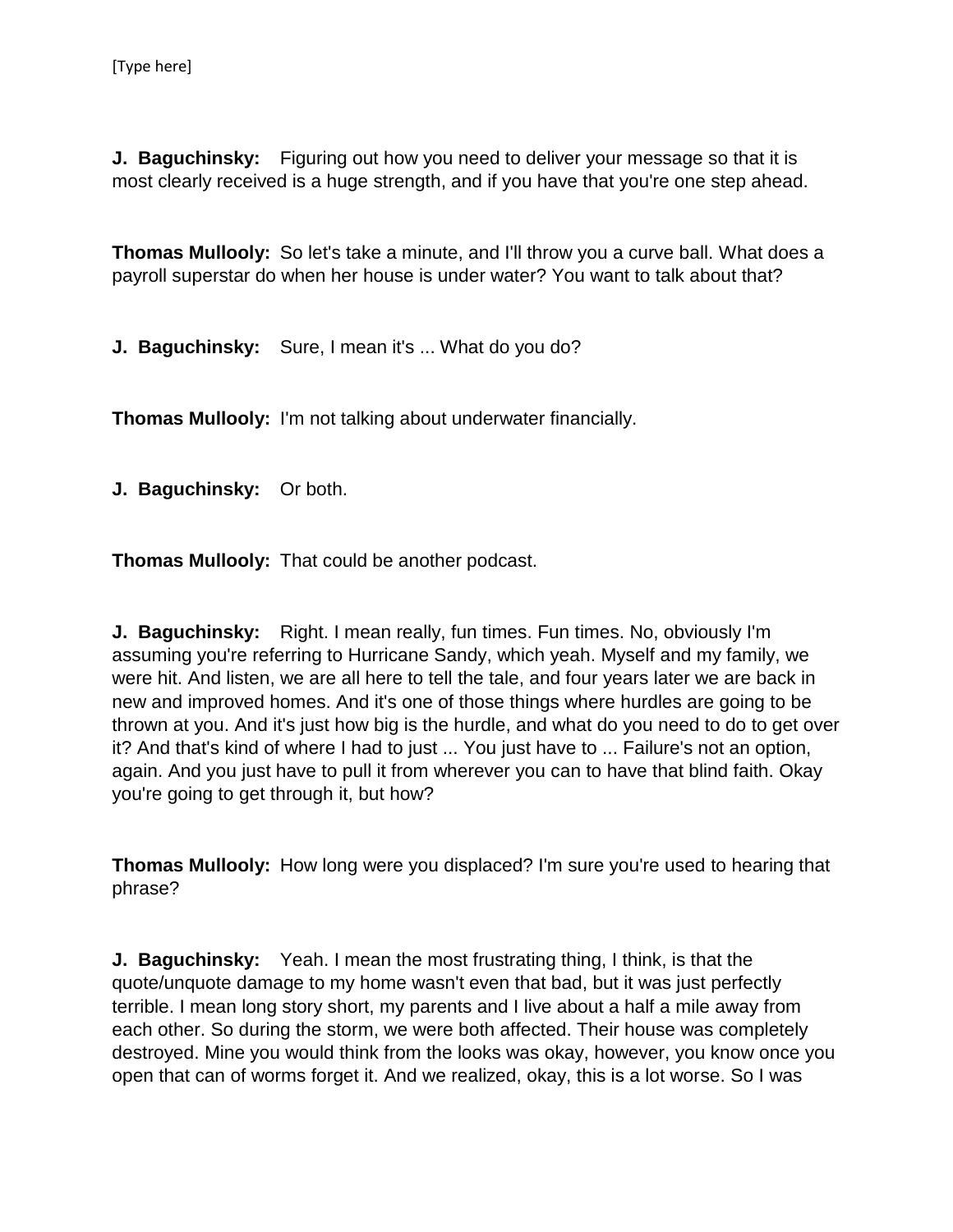**J. Baguchinsky:** Figuring out how you need to deliver your message so that it is most clearly received is a huge strength, and if you have that you're one step ahead.

**Thomas Mullooly:** So let's take a minute, and I'll throw you a curve ball. What does a payroll superstar do when her house is under water? You want to talk about that?

**J. Baguchinsky:** Sure, I mean it's ... What do you do?

**Thomas Mullooly:** I'm not talking about underwater financially.

**J. Baguchinsky:** Or both.

**Thomas Mullooly:** That could be another podcast.

**J. Baguchinsky:** Right. I mean really, fun times. Fun times. No, obviously I'm assuming you're referring to Hurricane Sandy, which yeah. Myself and my family, we were hit. And listen, we are all here to tell the tale, and four years later we are back in new and improved homes. And it's one of those things where hurdles are going to be thrown at you. And it's just how big is the hurdle, and what do you need to do to get over it? And that's kind of where I had to just ... You just have to ... Failure's not an option, again. And you just have to pull it from wherever you can to have that blind faith. Okay you're going to get through it, but how?

**Thomas Mullooly:** How long were you displaced? I'm sure you're used to hearing that phrase?

**J. Baguchinsky:** Yeah. I mean the most frustrating thing, I think, is that the quote/unquote damage to my home wasn't even that bad, but it was just perfectly terrible. I mean long story short, my parents and I live about a half a mile away from each other. So during the storm, we were both affected. Their house was completely destroyed. Mine you would think from the looks was okay, however, you know once you open that can of worms forget it. And we realized, okay, this is a lot worse. So I was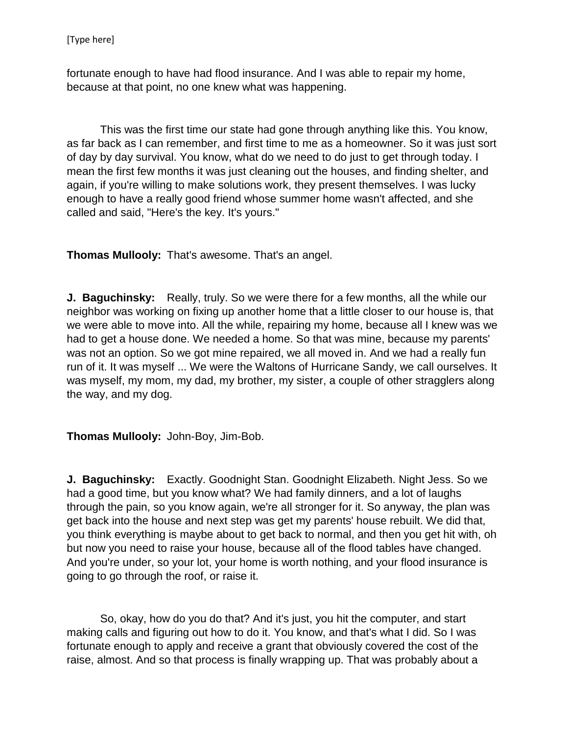fortunate enough to have had flood insurance. And I was able to repair my home, because at that point, no one knew what was happening.

This was the first time our state had gone through anything like this. You know, as far back as I can remember, and first time to me as a homeowner. So it was just sort of day by day survival. You know, what do we need to do just to get through today. I mean the first few months it was just cleaning out the houses, and finding shelter, and again, if you're willing to make solutions work, they present themselves. I was lucky enough to have a really good friend whose summer home wasn't affected, and she called and said, "Here's the key. It's yours."

**Thomas Mullooly:** That's awesome. That's an angel.

**J. Baguchinsky:** Really, truly. So we were there for a few months, all the while our neighbor was working on fixing up another home that a little closer to our house is, that we were able to move into. All the while, repairing my home, because all I knew was we had to get a house done. We needed a home. So that was mine, because my parents' was not an option. So we got mine repaired, we all moved in. And we had a really fun run of it. It was myself ... We were the Waltons of Hurricane Sandy, we call ourselves. It was myself, my mom, my dad, my brother, my sister, a couple of other stragglers along the way, and my dog.

**Thomas Mullooly:** John-Boy, Jim-Bob.

**J. Baguchinsky:** Exactly. Goodnight Stan. Goodnight Elizabeth. Night Jess. So we had a good time, but you know what? We had family dinners, and a lot of laughs through the pain, so you know again, we're all stronger for it. So anyway, the plan was get back into the house and next step was get my parents' house rebuilt. We did that, you think everything is maybe about to get back to normal, and then you get hit with, oh but now you need to raise your house, because all of the flood tables have changed. And you're under, so your lot, your home is worth nothing, and your flood insurance is going to go through the roof, or raise it.

So, okay, how do you do that? And it's just, you hit the computer, and start making calls and figuring out how to do it. You know, and that's what I did. So I was fortunate enough to apply and receive a grant that obviously covered the cost of the raise, almost. And so that process is finally wrapping up. That was probably about a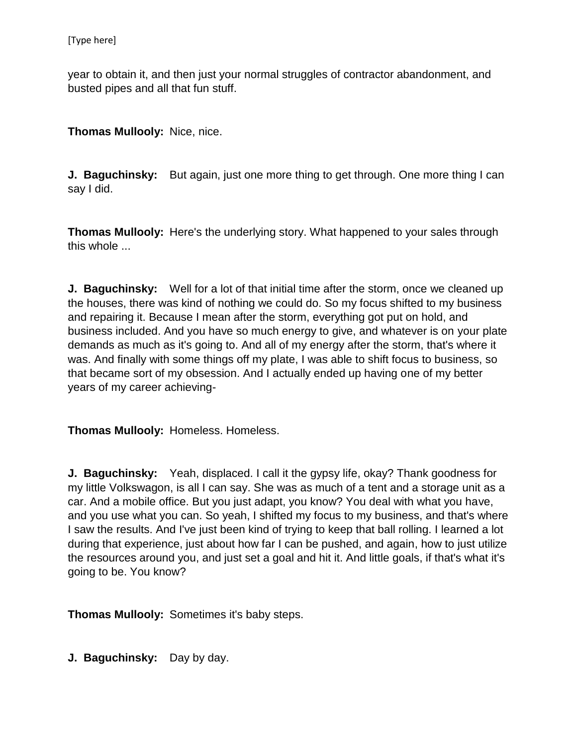year to obtain it, and then just your normal struggles of contractor abandonment, and busted pipes and all that fun stuff.

**Thomas Mullooly:** Nice, nice.

**J. Baguchinsky:** But again, just one more thing to get through. One more thing I can say I did.

**Thomas Mullooly:** Here's the underlying story. What happened to your sales through this whole ...

**J. Baguchinsky:** Well for a lot of that initial time after the storm, once we cleaned up the houses, there was kind of nothing we could do. So my focus shifted to my business and repairing it. Because I mean after the storm, everything got put on hold, and business included. And you have so much energy to give, and whatever is on your plate demands as much as it's going to. And all of my energy after the storm, that's where it was. And finally with some things off my plate, I was able to shift focus to business, so that became sort of my obsession. And I actually ended up having one of my better years of my career achieving-

**Thomas Mullooly:** Homeless. Homeless.

**J. Baguchinsky:** Yeah, displaced. I call it the gypsy life, okay? Thank goodness for my little Volkswagon, is all I can say. She was as much of a tent and a storage unit as a car. And a mobile office. But you just adapt, you know? You deal with what you have, and you use what you can. So yeah, I shifted my focus to my business, and that's where I saw the results. And I've just been kind of trying to keep that ball rolling. I learned a lot during that experience, just about how far I can be pushed, and again, how to just utilize the resources around you, and just set a goal and hit it. And little goals, if that's what it's going to be. You know?

**Thomas Mullooly:** Sometimes it's baby steps.

**J. Baguchinsky:** Day by day.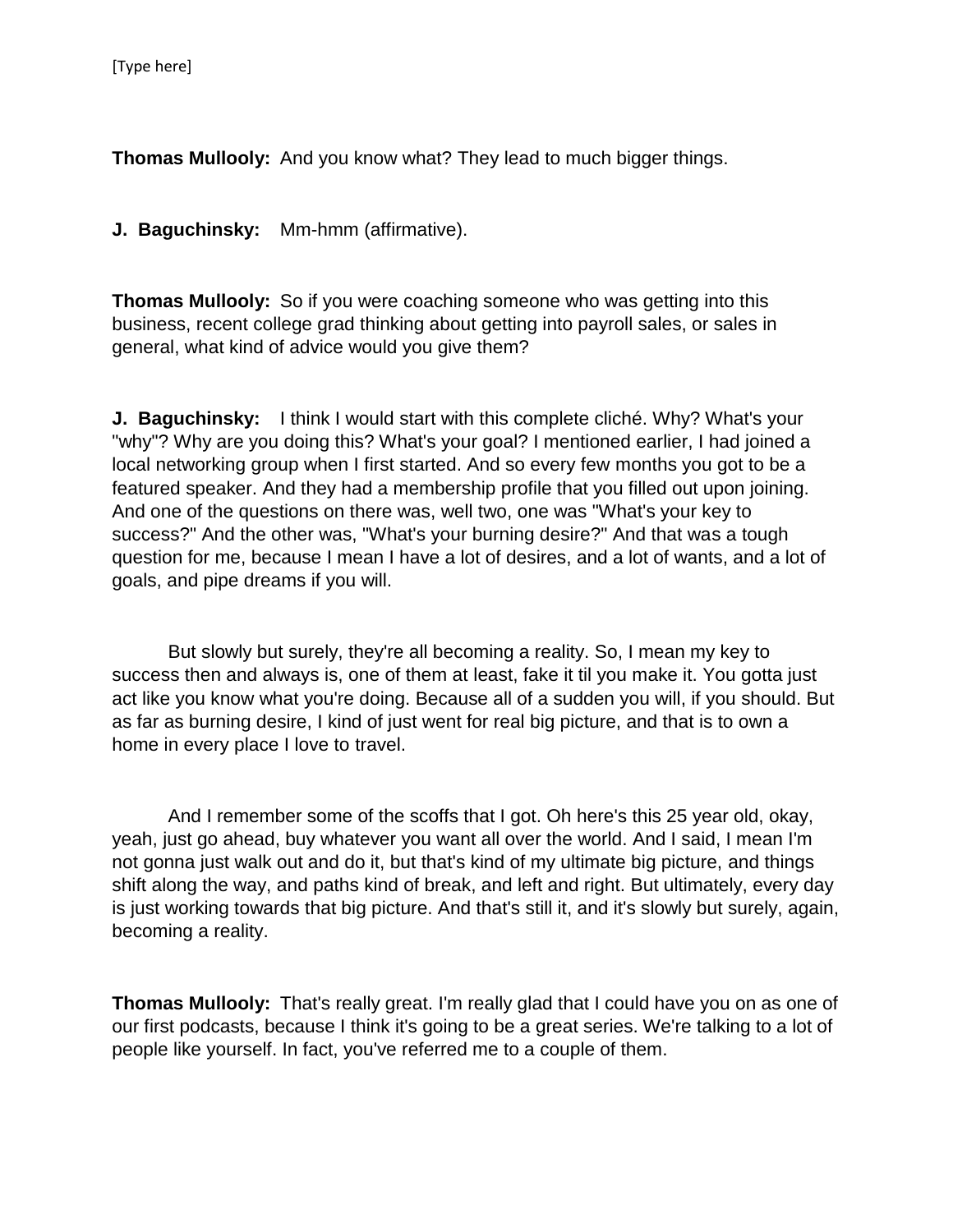**Thomas Mullooly:** And you know what? They lead to much bigger things.

**J. Baguchinsky:** Mm-hmm (affirmative).

**Thomas Mullooly:** So if you were coaching someone who was getting into this business, recent college grad thinking about getting into payroll sales, or sales in general, what kind of advice would you give them?

**J. Baguchinsky:** I think I would start with this complete cliché. Why? What's your "why"? Why are you doing this? What's your goal? I mentioned earlier, I had joined a local networking group when I first started. And so every few months you got to be a featured speaker. And they had a membership profile that you filled out upon joining. And one of the questions on there was, well two, one was "What's your key to success?" And the other was, "What's your burning desire?" And that was a tough question for me, because I mean I have a lot of desires, and a lot of wants, and a lot of goals, and pipe dreams if you will.

But slowly but surely, they're all becoming a reality. So, I mean my key to success then and always is, one of them at least, fake it til you make it. You gotta just act like you know what you're doing. Because all of a sudden you will, if you should. But as far as burning desire, I kind of just went for real big picture, and that is to own a home in every place I love to travel.

And I remember some of the scoffs that I got. Oh here's this 25 year old, okay, yeah, just go ahead, buy whatever you want all over the world. And I said, I mean I'm not gonna just walk out and do it, but that's kind of my ultimate big picture, and things shift along the way, and paths kind of break, and left and right. But ultimately, every day is just working towards that big picture. And that's still it, and it's slowly but surely, again, becoming a reality.

**Thomas Mullooly:** That's really great. I'm really glad that I could have you on as one of our first podcasts, because I think it's going to be a great series. We're talking to a lot of people like yourself. In fact, you've referred me to a couple of them.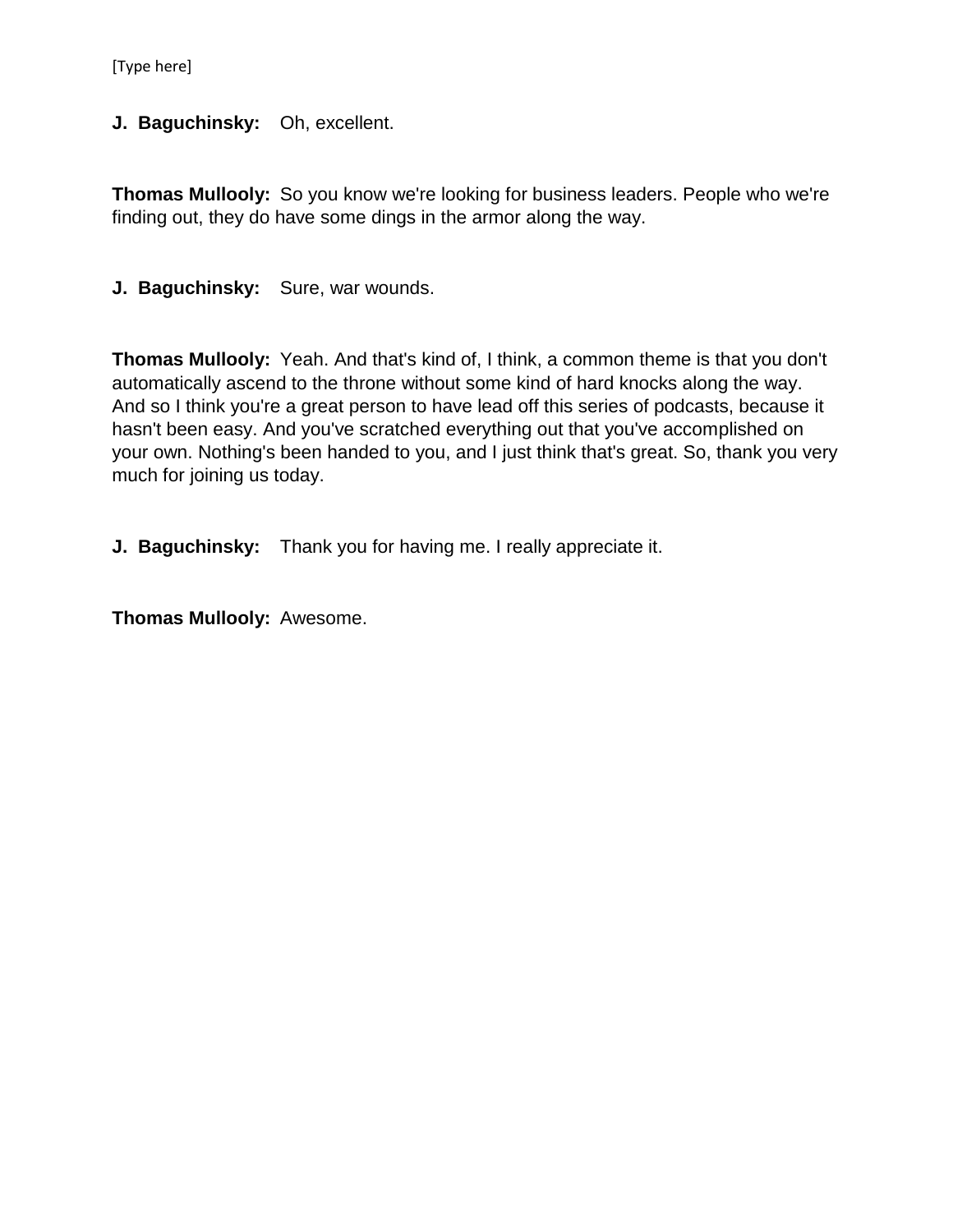**J. Baguchinsky:** Oh, excellent.

**Thomas Mullooly:** So you know we're looking for business leaders. People who we're finding out, they do have some dings in the armor along the way.

**J. Baguchinsky:** Sure, war wounds.

**Thomas Mullooly:** Yeah. And that's kind of, I think, a common theme is that you don't automatically ascend to the throne without some kind of hard knocks along the way. And so I think you're a great person to have lead off this series of podcasts, because it hasn't been easy. And you've scratched everything out that you've accomplished on your own. Nothing's been handed to you, and I just think that's great. So, thank you very much for joining us today.

**J. Baguchinsky:** Thank you for having me. I really appreciate it.

**Thomas Mullooly:** Awesome.